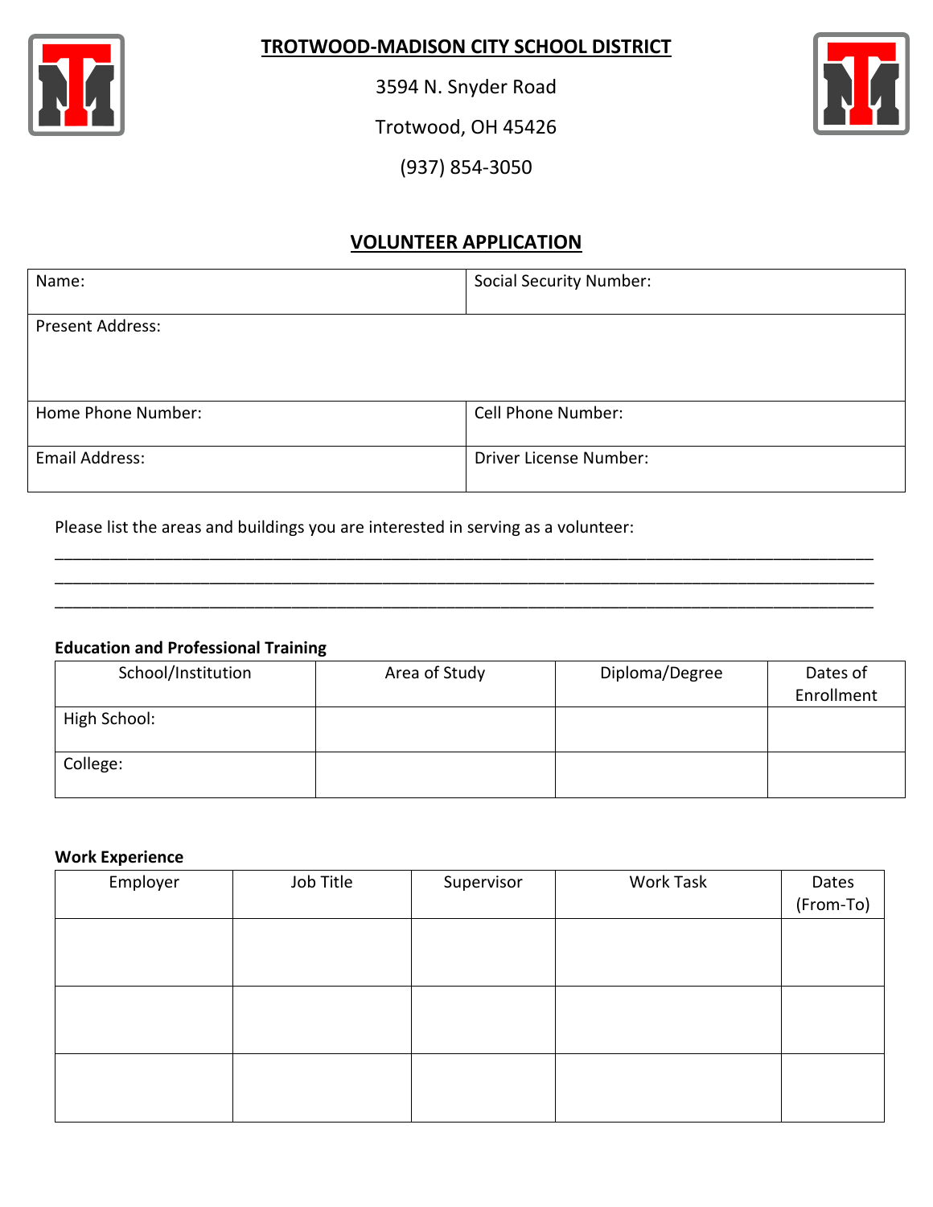# TROTWOOD-MADISON CITY SCHOOL DISTRICT

3594 N. Snyder Road

Trotwood, OH 45426

(937) 854-3050

## VOLUNTEER APPLICATION

| Name: | Social Security Number: |
|---|---|
| Present Address: | |
| Home Phone Number: | Cell Phone Number: |
| Email Address: | Driver License Number: |

Please list the areas and buildings you are interested in serving as a volunteer:

______________________________________________________________________________________

______________________________________________________________________________________

______________________________________________________________________________________

**Education and Professional Training**

| School/Institution | Area of Study | Diploma/Degree | Dates of Enrollment |
|---|---|---|---|
| High School: | | | |
| College: | | | |

**Work Experience**

| Employer | Job Title | Supervisor | Work Task | Dates (From-To) |
|---|---|---|---|---|
| | | | | |
| | | | | |
| | | | | |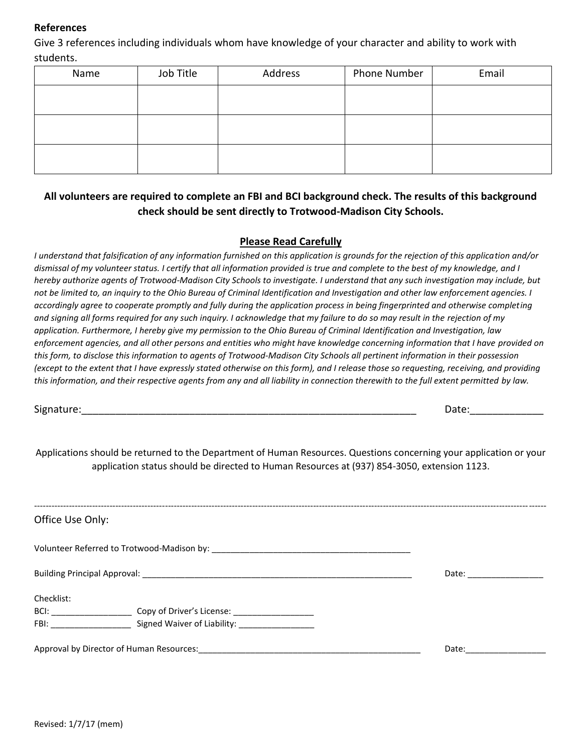**References**

Give 3 references including individuals whom have knowledge of your character and ability to work with students.

| Name | Job Title | Address | Phone Number | Email |
|---|---|---|---|---|
| | | | | |
| | | | | |
| | | | | |

**All volunteers are required to complete an FBI and BCI background check. The results of this background check should be sent directly to Trotwood-Madison City Schools.**

**Please Read Carefully**

*I understand that falsification of any information furnished on this application is grounds for the rejection of this application and/or dismissal of my volunteer status. I certify that all information provided is true and complete to the best of my knowledge, and I hereby authorize agents of Trotwood-Madison City Schools to investigate. I understand that any such investigation may include, but not be limited to, an inquiry to the Ohio Bureau of Criminal Identification and Investigation and other law enforcement agencies. I accordingly agree to cooperate promptly and fully during the application process in being fingerprinted and otherwise completing and signing all forms required for any such inquiry. I acknowledge that my failure to do so may result in the rejection of my application. Furthermore, I hereby give my permission to the Ohio Bureau of Criminal Identification and Investigation, law enforcement agencies, and all other persons and entities who might have knowledge concerning information that I have provided on this form, to disclose this information to agents of Trotwood-Madison City Schools all pertinent information in their possession (except to the extent that I have expressly stated otherwise on this form), and I release those so requesting, receiving, and providing this information, and their respective agents from any and all liability in connection therewith to the full extent permitted by law.*

Signature:_______________________________________________________________ Date:_____________

Applications should be returned to the Department of Human Resources. Questions concerning your application or your application status should be directed to Human Resources at (937) 854-3050, extension 1123.

---

Office Use Only:

Volunteer Referred to Trotwood-Madison by: ___________________________________________

Building Principal Approval: ___________________________________________________________ Date: ________________

Checklist:

BCI: _________________ Copy of Driver's License: _________________

FBI: _________________ Signed Waiver of Liability: ________________

Approval by Director of Human Resources:_________________________________________________ Date:_________________

Revised: 1/7/17 (mem)